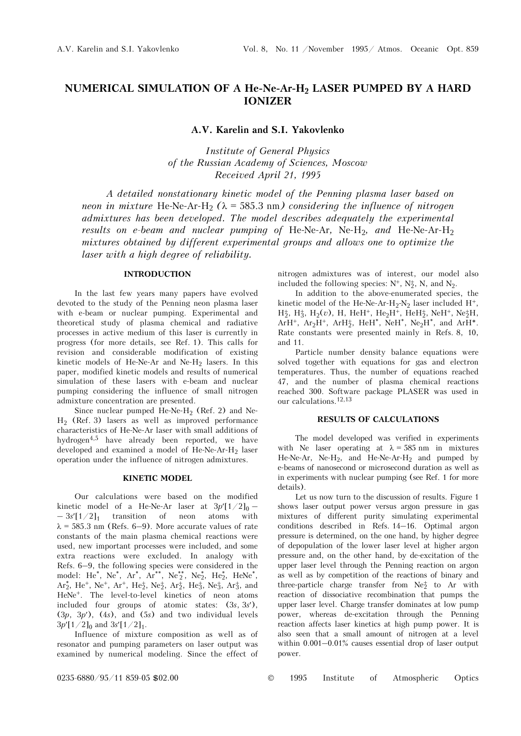# NUMERICAL SIMULATION OF A He-Ne-Ar-$H_2$ LASER PUMPED BY A HARD IONIZER

**A.V. Karelin and S.I. Yakovlenko**

*Institute of General Physics of the Russian Academy of Sciences, Moscow*
*Received April 21, 1995*

*A detailed nonstationary kinetic model of the Penning plasma laser based on neon in mixture* He-Ne-Ar-$H_2$ *(*$\lambda$ = 585.3 nm*) considering the influence of nitrogen admixtures has been developed. The model describes adequately the experimental results on e-beam and nuclear pumping of* He-Ne-Ar, Ne-$H_2$, *and* He-Ne-Ar-$H_2$ *mixtures obtained by different experimental groups and allows one to optimize the laser with a high degree of reliability.*

## INTRODUCTION

In the last few years many papers have evolved devoted to the study of the Penning neon plasma laser with e-beam or nuclear pumping. Experimental and theoretical study of plasma chemical and radiative processes in active medium of this laser is currently in progress (for more details, see Ref. 1). This calls for revision and considerable modification of existing kinetic models of He-Ne-Ar and Ne-$H_2$ lasers. In this paper, modified kinetic models and results of numerical simulation of these lasers with e-beam and nuclear pumping considering the influence of small nitrogen admixture concentration are presented.

Since nuclear pumped He-Ne-$H_2$ (Ref. 2) and Ne-$H_2$ (Ref. 3) lasers as well as improved performance characteristics of He-Ne-Ar laser with small additions of hydrogen[4,5] have already been reported, we have developed and examined a model of He-Ne-Ar-$H_2$ laser operation under the influence of nitrogen admixtures.

## KINETIC MODEL

Our calculations were based on the modified kinetic model of a He-Ne-Ar laser at $3p'[1/2]_0 - 3s'[1/2]_1$ transition of neon atoms with $\lambda$ = 585.3 nm (Refs. 6–9). More accurate values of rate constants of the main plasma chemical reactions were used, new important processes were included, and some extra reactions were excluded. In analogy with Refs. 6–9, the following species were considered in the model: $He^*$, $Ne^*$, $Ar^*$, $Ar^{**}$, $Ne_2^{**}$, $Ne_2^*$, $He_2^*$, $HeNe^*$, $Ar_2^*$, $He^+$, $Ne^+$, $Ar^+$, $He_2^+$, $Ne_2^+$, $Ar_2^+$, $He_3^+$, $Ne_3^+$, $Ar_3^+$, and $HeNe^+$. The level-to-level kinetics of neon atoms included four groups of atomic states: ($3s$, $3s'$), ($3p$, $3p'$), ($4s$), and ($5s$) and two individual levels $3p'[1/2]_0$ and $3s'[1/2]_1$.

Influence of mixture composition as well as of resonator and pumping parameters on laser output was examined by numerical modeling. Since the effect of nitrogen admixtures was of interest, our model also included the following species: $N^+$, $N_2^+$, N, and $N_2$.

In addition to the above-enumerated species, the kinetic model of the He-Ne-Ar-$H_2$-$N_2$ laser included $H^+$, $H_2^+$, $H_3^+$, $H_2(v)$, H, $HeH^+$, $He_2H^+$, $HeH_2^+$, $NeH^+$, $Ne_2^+H$, $ArH^+$, $Ar_2H^+$, $ArH_2^+$, $HeH^*$, $NeH^*$, $Ne_2H^*$, and $ArH^*$. Rate constants were presented mainly in Refs. 8, 10, and 11.

Particle number density balance equations were solved together with equations for gas and electron temperatures. Thus, the number of equations reached 47, and the number of plasma chemical reactions reached 300. Software package PLASER was used in our calculations.[12,13]

## RESULTS OF CALCULATIONS

The model developed was verified in experiments with Ne laser operating at $\lambda$ = 585 nm in mixtures He-Ne-Ar, Ne-$H_2$, and He-Ne-Ar-$H_2$ and pumped by e-beams of nanosecond or microsecond duration as well as in experiments with nuclear pumping (see Ref. 1 for more details).

Let us now turn to the discussion of results. Figure 1 shows laser output power versus argon pressure in gas mixtures of different purity simulating experimental conditions described in Refs. 14–16. Optimal argon pressure is determined, on the one hand, by higher degree of depopulation of the lower laser level at higher argon pressure and, on the other hand, by de-excitation of the upper laser level through the Penning reaction on argon as well as by competition of the reactions of binary and three-particle charge transfer from $Ne_2^+$ to Ar with reaction of dissociative recombination that pumps the upper laser level. Charge transfer dominates at low pump power, whereas de-excitation through the Penning reaction affects laser kinetics at high pump power. It is also seen that a small amount of nitrogen at a level within 0.001–0.01% causes essential drop of laser output power.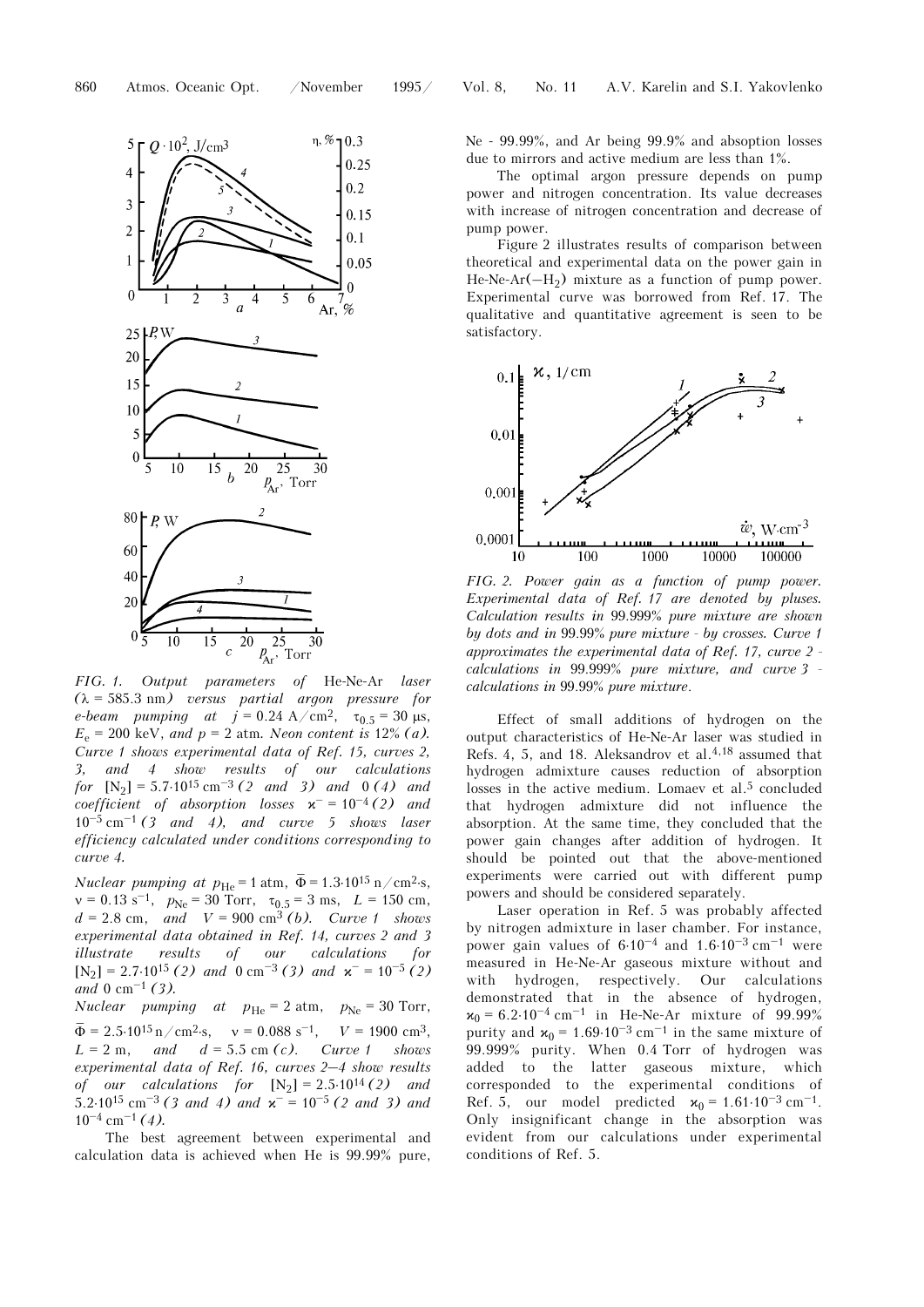FIG. 1. *Output parameters of* He-Ne-Ar *laser* ($\lambda$ = 585.3 nm) *versus partial argon pressure for e-beam pumping at* $j$ = 0.24 A/cm$^2$, $\tau_{0.5}$ = 30 μs, $E_e$ = 200 keV, *and* $p$ = 2 atm. *Neon content is* 12% *(a). Curve 1 shows experimental data of Ref. 15, curves 2, 3, and 4 show results of our calculations for* [N$_2$] = 5.7·10$^{15}$ cm$^{-3}$ *(2 and 3) and* 0 *(4) and coefficient of absorption losses* $\varkappa^-$ = 10$^{-4}$ *(2) and* 10$^{-5}$ cm$^{-1}$ *(3 and 4), and curve 5 shows laser efficiency calculated under conditions corresponding to curve 4.*

*Nuclear pumping at* $p_{\rm He}$ = 1 atm, $\bar{\Phi}$ = 1.3·10$^{15}$ n/cm$^2$·s, $\nu$ = 0.13 s$^{-1}$, $p_{\rm Ne}$ = 30 Torr, $\tau_{0.5}$ = 3 ms, $L$ = 150 cm, $d$ = 2.8 cm, *and* $V$ = 900 cm$^3$ *(b). Curve 1 shows experimental data obtained in Ref. 14, curves 2 and 3 illustrate results of our calculations for* [N$_2$] = 2.7·10$^{15}$ *(2) and* 0 cm$^{-3}$ *(3) and* $\varkappa^-$ = 10$^{-5}$ *(2) and* 0 cm$^{-1}$ *(3).*

*Nuclear pumping at* $p_{\rm He}$ = 2 atm, $p_{\rm Ne}$ = 30 Torr, $\bar{\Phi}$ = 2.5·10$^{15}$ n/cm$^2$·s, $\nu$ = 0.088 s$^{-1}$, $V$ = 1900 cm$^3$, $L$ = 2 m, *and* $d$ = 5.5 cm *(c). Curve 1 shows experimental data of Ref. 16, curves 2–4 show results of our calculations for* [N$_2$] = 2.5·10$^{14}$ *(2) and* 5.2·10$^{15}$ cm$^{-3}$ *(3 and 4) and* $\varkappa^-$ = 10$^{-5}$ *(2 and 3) and* 10$^{-4}$ cm$^{-1}$ *(4).*

The best agreement between experimental and calculation data is achieved when He is 99.99% pure, Ne - 99.99%, and Ar being 99.9% and absoption losses due to mirrors and active medium are less than 1%.

The optimal argon pressure depends on pump power and nitrogen concentration. Its value decreases with increase of nitrogen concentration and decrease of pump power.

Figure 2 illustrates results of comparison between theoretical and experimental data on the power gain in He-Ne-Ar(–H$_2$) mixture as a function of pump power. Experimental curve was borrowed from Ref. 17. The qualitative and quantitative agreement is seen to be satisfactory.

FIG. 2. *Power gain as a function of pump power. Experimental data of Ref. 17 are denoted by pluses. Calculation results in* 99.999% *pure mixture are shown by dots and in* 99.99% *pure mixture - by crosses. Curve 1 approximates the experimental data of Ref. 17, curve 2 - calculations in* 99.999% *pure mixture, and curve 3 - calculations in* 99.99% *pure mixture.*

Effect of small additions of hydrogen on the output characteristics of He-Ne-Ar laser was studied in Refs. 4, 5, and 18. Aleksandrov et al.[4,18] assumed that hydrogen admixture causes reduction of absorption losses in the active medium. Lomaev et al.[5] concluded that hydrogen admixture did not influence the absorption. At the same time, they concluded that the power gain changes after addition of hydrogen. It should be pointed out that the above-mentioned experiments were carried out with different pump powers and should be considered separately.

Laser operation in Ref. 5 was probably affected by nitrogen admixture in laser chamber. For instance, power gain values of 6·10$^{-4}$ and 1.6·10$^{-3}$ cm$^{-1}$ were measured in He-Ne-Ar gaseous mixture without and with hydrogen, respectively. Our calculations demonstrated that in the absence of hydrogen, $\varkappa_0$ = 6.2·10$^{-4}$ cm$^{-1}$ in He-Ne-Ar mixture of 99.99% purity and $\varkappa_0$ = 1.69·10$^{-3}$ cm$^{-1}$ in the same mixture of 99.999% purity. When 0.4 Torr of hydrogen was added to the latter gaseous mixture, which corresponded to the experimental conditions of Ref. 5, our model predicted $\varkappa_0$ = 1.61·10$^{-3}$ cm$^{-1}$. Only insignificant change in the absorption was evident from our calculations under experimental conditions of Ref. 5.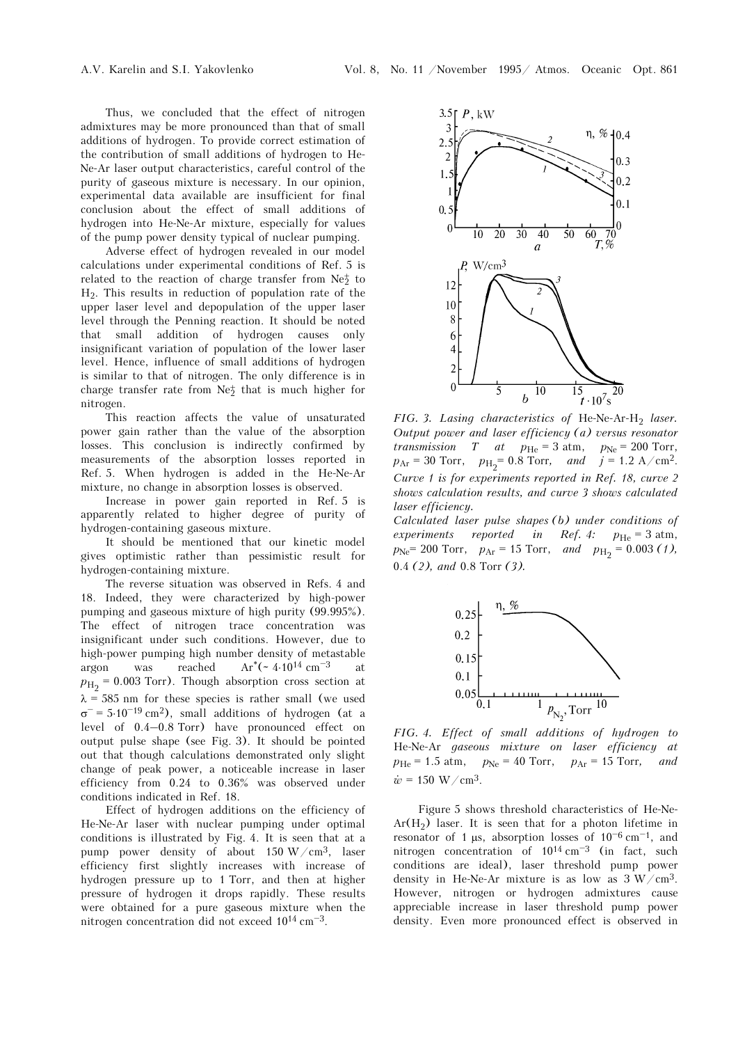Thus, we concluded that the effect of nitrogen admixtures may be more pronounced than that of small additions of hydrogen. To provide correct estimation of the contribution of small additions of hydrogen to He-Ne-Ar laser output characteristics, careful control of the purity of gaseous mixture is necessary. In our opinion, experimental data available are insufficient for final conclusion about the effect of small additions of hydrogen into He-Ne-Ar mixture, especially for values of the pump power density typical of nuclear pumping.

Adverse effect of hydrogen revealed in our model calculations under experimental conditions of Ref. 5 is related to the reaction of charge transfer from $Ne_2^+$ to $H_2$. This results in reduction of population rate of the upper laser level and depopulation of the upper laser level through the Penning reaction. It should be noted that small addition of hydrogen causes only insignificant variation of population of the lower laser level. Hence, influence of small additions of hydrogen is similar to that of nitrogen. The only difference is in charge transfer rate from $Ne_2^+$ that is much higher for nitrogen.

This reaction affects the value of unsaturated power gain rather than the value of the absorption losses. This conclusion is indirectly confirmed by measurements of the absorption losses reported in Ref. 5. When hydrogen is added in the He-Ne-Ar mixture, no change in absorption losses is observed.

Increase in power gain reported in Ref. 5 is apparently related to higher degree of purity of hydrogen-containing gaseous mixture.

It should be mentioned that our kinetic model gives optimistic rather than pessimistic result for hydrogen-containing mixture.

The reverse situation was observed in Refs. 4 and 18. Indeed, they were characterized by high-power pumping and gaseous mixture of high purity (99.995%). The effect of nitrogen trace concentration was insignificant under such conditions. However, due to high-power pumping high number density of metastable argon was reached $Ar^*(\sim 4\cdot 10^{14}\ cm^{-3}$ at $p_{H_2} = 0.003$ Torr). Though absorption cross section at $\lambda = 585$ nm for these species is rather small (we used $\sigma^- = 5\cdot 10^{-19}\ cm^2$), small additions of hydrogen (at a level of 0.4–0.8 Torr) have pronounced effect on output pulse shape (see Fig. 3). It should be pointed out that though calculations demonstrated only slight change of peak power, a noticeable increase in laser efficiency from 0.24 to 0.36% was observed under conditions indicated in Ref. 18.

Effect of hydrogen additions on the efficiency of He-Ne-Ar laser with nuclear pumping under optimal conditions is illustrated by Fig. 4. It is seen that at a pump power density of about 150 W/cm$^3$, laser efficiency first slightly increases with increase of hydrogen pressure up to 1 Torr, and then at higher pressure of hydrogen it drops rapidly. These results were obtained for a pure gaseous mixture when the nitrogen concentration did not exceed $10^{14}\ cm^{-3}$.

*FIG. 3. Lasing characteristics of* $He$-$Ne$-$Ar$-$H_2$ *laser. Output power and laser efficiency (a) versus resonator transmission* $T$ *at* $p_{He} = 3$ atm, $p_{Ne} = 200$ Torr, $p_{Ar} = 30$ Torr, $p_{H_2} = 0.8$ Torr, *and* $j = 1.2$ A/cm$^2$. *Curve 1 is for experiments reported in Ref. 18, curve 2 shows calculation results, and curve 3 shows calculated laser efficiency.*

*Calculated laser pulse shapes (b) under conditions of experiments reported in Ref. 4:* $p_{He} = 3$ atm, $p_{Ne} = 200$ Torr, $p_{Ar} = 15$ Torr, *and* $p_{H_2} = 0.003$ *(1),* 0.4 *(2), and* 0.8 Torr *(3).*

*FIG. 4. Effect of small additions of hydrogen to* He-Ne-Ar *gaseous mixture on laser efficiency at* $p_{He} = 1.5$ atm, $p_{Ne} = 40$ Torr, $p_{Ar} = 15$ Torr, *and* $\dot{w} = 150$ W/cm$^3$.

Figure 5 shows threshold characteristics of He-Ne-Ar($H_2$) laser. It is seen that for a photon lifetime in resonator of 1 μs, absorption losses of $10^{-6}\ cm^{-1}$, and nitrogen concentration of $10^{14}\ cm^{-3}$ (in fact, such conditions are ideal), laser threshold pump power density in He-Ne-Ar mixture is as low as 3 W/cm$^3$. However, nitrogen or hydrogen admixtures cause appreciable increase in laser threshold pump power density. Even more pronounced effect is observed in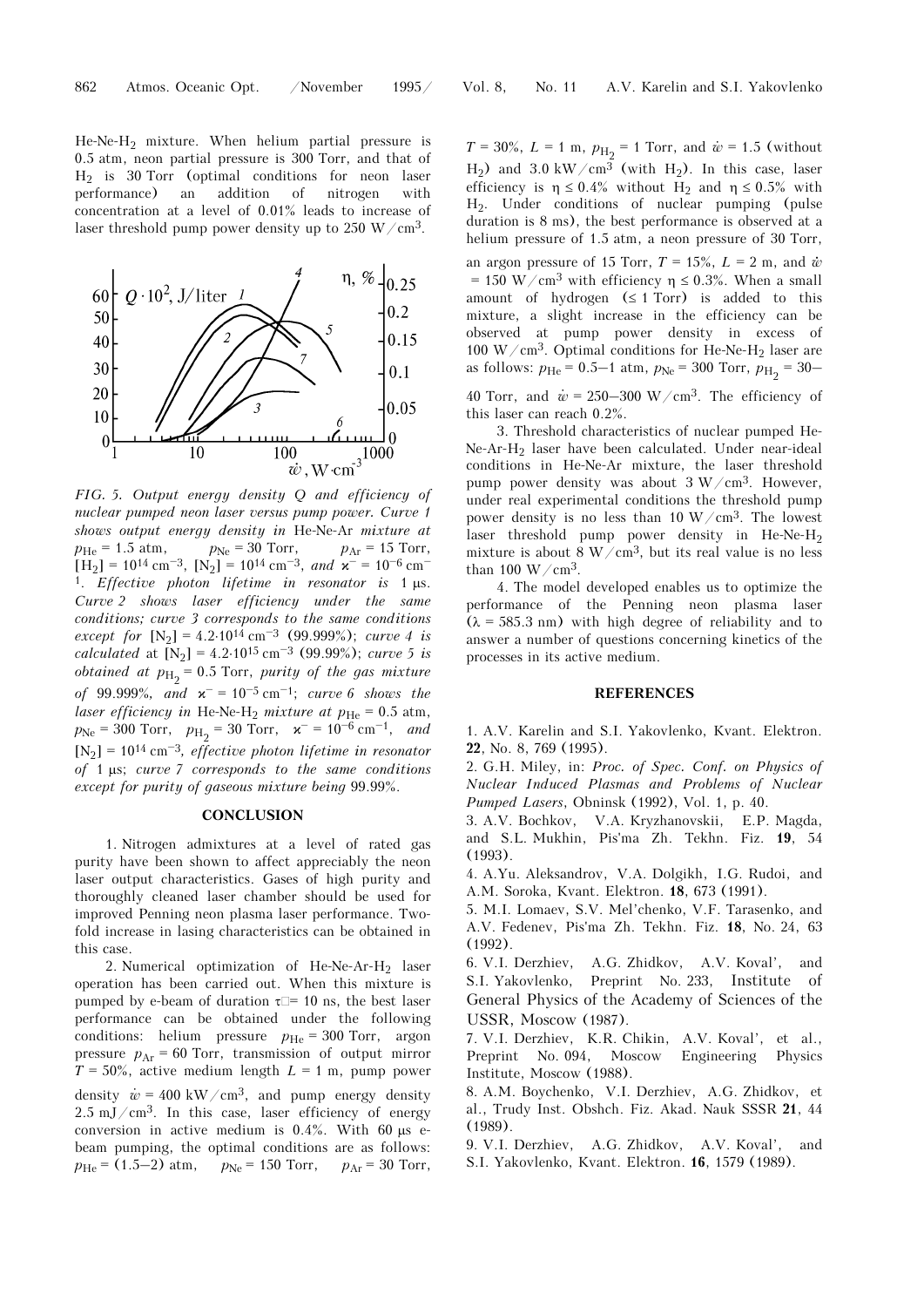He-Ne-$H_2$ mixture. When helium partial pressure is 0.5 atm, neon partial pressure is 300 Torr, and that of $H_2$ is 30 Torr (optimal conditions for neon laser performance) an addition of nitrogen with concentration at a level of 0.01% leads to increase of laser threshold pump power density up to 250 W/cm$^3$.

*FIG. 5. Output energy density Q and efficiency of nuclear pumped neon laser versus pump power. Curve 1 shows output energy density in* He-Ne-Ar *mixture at* $p_{He}$ = 1.5 atm, $p_{Ne}$ = 30 Torr, $p_{Ar}$ = 15 Torr, $[H_2] = 10^{14}$ cm$^{-3}$, $[N_2] = 10^{14}$ cm$^{-3}$, *and* $\varkappa^- = 10^{-6}$ cm$^{-1}$. *Effective photon lifetime in resonator is* 1 μs. *Curve 2 shows laser efficiency under the same conditions; curve 3 corresponds to the same conditions except for* $[N_2] = 4.2 \cdot 10^{14}$ cm$^{-3}$ (99.999%); *curve 4 is calculated* at $[N_2] = 4.2 \cdot 10^{15}$ cm$^{-3}$ (99.99%); *curve 5 is obtained at* $p_{H_2}$ = 0.5 Torr, *purity of the gas mixture of* 99.999%, *and* $\varkappa^- = 10^{-5}$ cm$^{-1}$; *curve 6 shows the laser efficiency in* He-Ne-$H_2$ *mixture at* $p_{He}$ = 0.5 atm, $p_{Ne}$ = 300 Torr, $p_{H_2}$ = 30 Torr, $\varkappa^- = 10^{-6}$ cm$^{-1}$, *and* $[N_2] = 10^{14}$ cm$^{-3}$, *effective photon lifetime in resonator of* 1 μs; *curve 7 corresponds to the same conditions except for purity of gaseous mixture being* 99.99%.

## CONCLUSION

1. Nitrogen admixtures at a level of rated gas purity have been shown to affect appreciably the neon laser output characteristics. Gases of high purity and thoroughly cleaned laser chamber should be used for improved Penning neon plasma laser performance. Two-fold increase in lasing characteristics can be obtained in this case.

2. Numerical optimization of He-Ne-Ar-$H_2$ laser operation has been carried out. When this mixture is pumped by e-beam of duration $\tau$ = 10 ns, the best laser performance can be obtained under the following conditions: helium pressure $p_{He}$ = 300 Torr, argon pressure $p_{Ar}$ = 60 Torr, transmission of output mirror $T$ = 50%, active medium length $L$ = 1 m, pump power density $\dot{w}$ = 400 kW/cm$^3$, and pump energy density 2.5 mJ/cm$^3$. In this case, laser efficiency of energy conversion in active medium is 0.4%. With 60 μs e-beam pumping, the optimal conditions are as follows: $p_{He}$ = (1.5–2) atm, $p_{Ne}$ = 150 Torr, $p_{Ar}$ = 30 Torr, $T$ = 30%, $L$ = 1 m, $p_{H_2}$ = 1 Torr, and $\dot{w}$ = 1.5 (without $H_2$) and 3.0 kW/cm$^3$ (with $H_2$). In this case, laser efficiency is $\eta \le 0.4\%$ without $H_2$ and $\eta \le 0.5\%$ with $H_2$. Under conditions of nuclear pumping (pulse duration is 8 ms), the best performance is observed at a helium pressure of 1.5 atm, a neon pressure of 30 Torr, an argon pressure of 15 Torr, $T$ = 15%, $L$ = 2 m, and $\dot{w}$ = 150 W/cm$^3$ with efficiency $\eta \le 0.3\%$. When a small amount of hydrogen ($\le$ 1 Torr) is added to this mixture, a slight increase in the efficiency can be observed at pump power density in excess of 100 W/cm$^3$. Optimal conditions for He-Ne-$H_2$ laser are as follows: $p_{He}$ = 0.5–1 atm, $p_{Ne}$ = 300 Torr, $p_{H_2}$ = 30–40 Torr, and $\dot{w}$ = 250–300 W/cm$^3$. The efficiency of this laser can reach 0.2%.

3. Threshold characteristics of nuclear pumped He-Ne-Ar-$H_2$ laser have been calculated. Under near-ideal conditions in He-Ne-Ar mixture, the laser threshold pump power density was about 3 W/cm$^3$. However, under real experimental conditions the threshold pump power density is no less than 10 W/cm$^3$. The lowest laser threshold pump power density in He-Ne-$H_2$ mixture is about 8 W/cm$^3$, but its real value is no less than 100 W/cm$^3$.

4. The model developed enables us to optimize the performance of the Penning neon plasma laser ($\lambda$ = 585.3 nm) with high degree of reliability and to answer a number of questions concerning kinetics of the processes in its active medium.

## REFERENCES

1. A.V. Karelin and S.I. Yakovlenko, Kvant. Elektron. **22**, No. 8, 769 (1995).
2. G.H. Miley, in: *Proc. of Spec. Conf. on Physics of Nuclear Induced Plasmas and Problems of Nuclear Pumped Lasers*, Obninsk (1992), Vol. 1, p. 40.
3. A.V. Bochkov, V.A. Kryzhanovskii, E.P. Magda, and S.L. Mukhin, Pis'ma Zh. Tekhn. Fiz. **19**, 54 (1993).
4. A.Yu. Aleksandrov, V.A. Dolgikh, I.G. Rudoi, and A.M. Soroka, Kvant. Elektron. **18**, 673 (1991).
5. M.I. Lomaev, S.V. Mel'chenko, V.F. Tarasenko, and A.V. Fedenev, Pis'ma Zh. Tekhn. Fiz. **18**, No. 24, 63 (1992).
6. V.I. Derzhiev, A.G. Zhidkov, A.V. Koval', and S.I. Yakovlenko, Preprint No. 233, Institute of General Physics of the Academy of Sciences of the USSR, Moscow (1987).
7. V.I. Derzhiev, K.R. Chikin, A.V. Koval', et al., Preprint No. 094, Moscow Engineering Physics Institute, Moscow (1988).
8. A.M. Boychenko, V.I. Derzhiev, A.G. Zhidkov, et al., Trudy Inst. Obshch. Fiz. Akad. Nauk SSSR **21**, 44 (1989).
9. V.I. Derzhiev, A.G. Zhidkov, A.V. Koval', and S.I. Yakovlenko, Kvant. Elektron. **16**, 1579 (1989).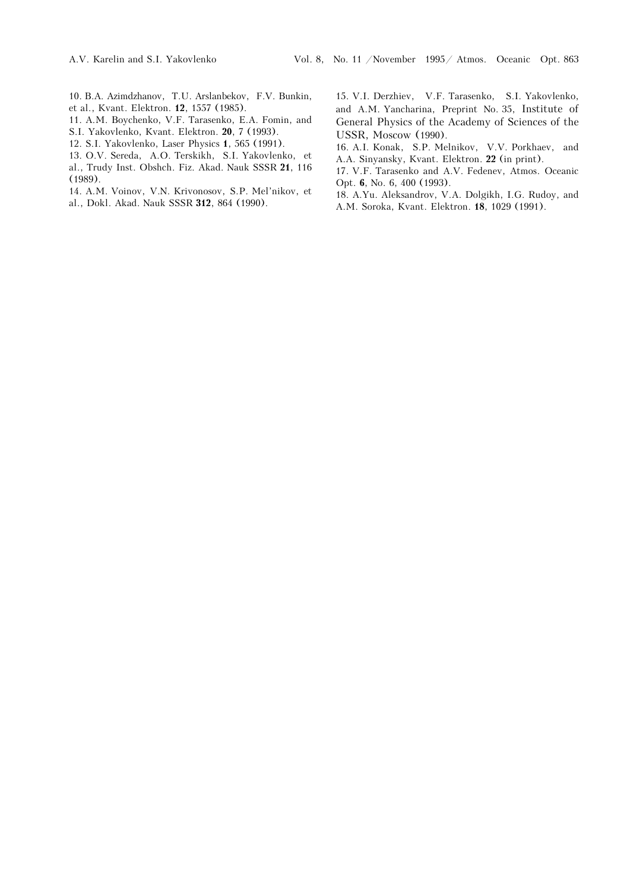10. B.A. Azimdzhanov, T.U. Arslanbekov, F.V. Bunkin, et al., Kvant. Elektron. **12**, 1557 (1985).

11. A.M. Boychenko, V.F. Tarasenko, E.A. Fomin, and S.I. Yakovlenko, Kvant. Elektron. **20**, 7 (1993).

12. S.I. Yakovlenko, Laser Physics **1**, 565 (1991).

13. O.V. Sereda, A.O. Terskikh, S.I. Yakovlenko, et al., Trudy Inst. Obshch. Fiz. Akad. Nauk SSSR **21**, 116 (1989).

14. A.M. Voinov, V.N. Krivonosov, S.P. Mel'nikov, et al., Dokl. Akad. Nauk SSSR **312**, 864 (1990).

15. V.I. Derzhiev, V.F. Tarasenko, S.I. Yakovlenko, and A.M. Yancharina, Preprint No. 35, Institute of General Physics of the Academy of Sciences of the USSR, Moscow (1990).

16. A.I. Konak, S.P. Melnikov, V.V. Porkhaev, and A.A. Sinyansky, Kvant. Elektron. **22** (in print).

17. V.F. Tarasenko and A.V. Fedenev, Atmos. Oceanic Opt. **6**, No. 6, 400 (1993).

18. A.Yu. Aleksandrov, V.A. Dolgikh, I.G. Rudoy, and A.M. Soroka, Kvant. Elektron. **18**, 1029 (1991).